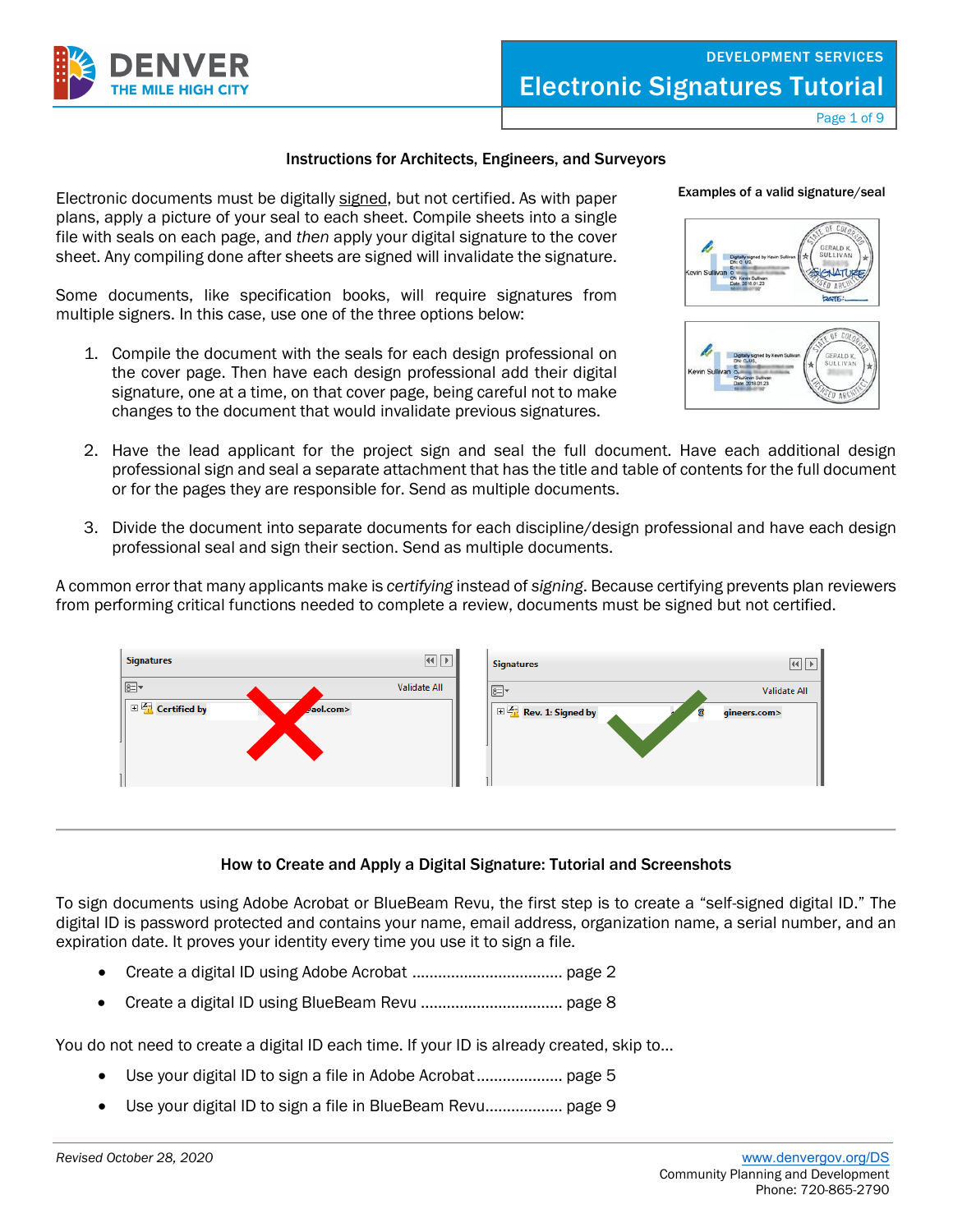# Electronic Signatures Tutorial

DEVELOPMENT SERVICES

## Instructions for Architects, Engineers, and Surveyors

Electronic documents must be digitally signed, but not certified. As with paper plans, apply a picture of your seal to each sheet. Compile sheets into a single file with seals on each page, and *then* apply your digital signature to the cover sheet. Any compiling done after sheets are signed will invalidate the signature.

Some documents, like specification books, will require signatures from multiple signers. In this case, use one of the three options below:

1. Compile the document with the seals for each design professional on the cover page. Then have each design professional add their digital signature, one at a time, on that cover page, being careful not to make changes to the document that would invalidate previous signatures.

2. Have the lead applicant for the project sign and seal the full document. Have each additional design professional sign and seal a separate attachment that has the title and table of contents for the full document or for the pages they are responsible for. Send as multiple documents.

3. Divide the document into separate documents for each discipline/design professional and have each design professional seal and sign their section. Send as multiple documents.

**Examples of a valid signature/seal**

A common error that many applicants make is *certifying* instead of *signing*. Because certifying prevents plan reviewers from performing critical functions needed to complete a review, documents must be signed but not certified.

## How to Create and Apply a Digital Signature: Tutorial and Screenshots

To sign documents using Adobe Acrobat or BlueBeam Revu, the first step is to create a "self-signed digital ID." The digital ID is password protected and contains your name, email address, organization name, a serial number, and an expiration date. It proves your identity every time you use it to sign a file.

- Create a digital ID using Adobe Acrobat .................................. page 2
- Create a digital ID using BlueBeam Revu ................................ page 8

You do not need to create a digital ID each time. If your ID is already created, skip to…

- Use your digital ID to sign a file in Adobe Acrobat.................... page 5
- Use your digital ID to sign a file in BlueBeam Revu.................. page 9

*Revised October 28, 2020*

www.denvergov.org/DS
Community Planning and Development
Phone: 720-865-2790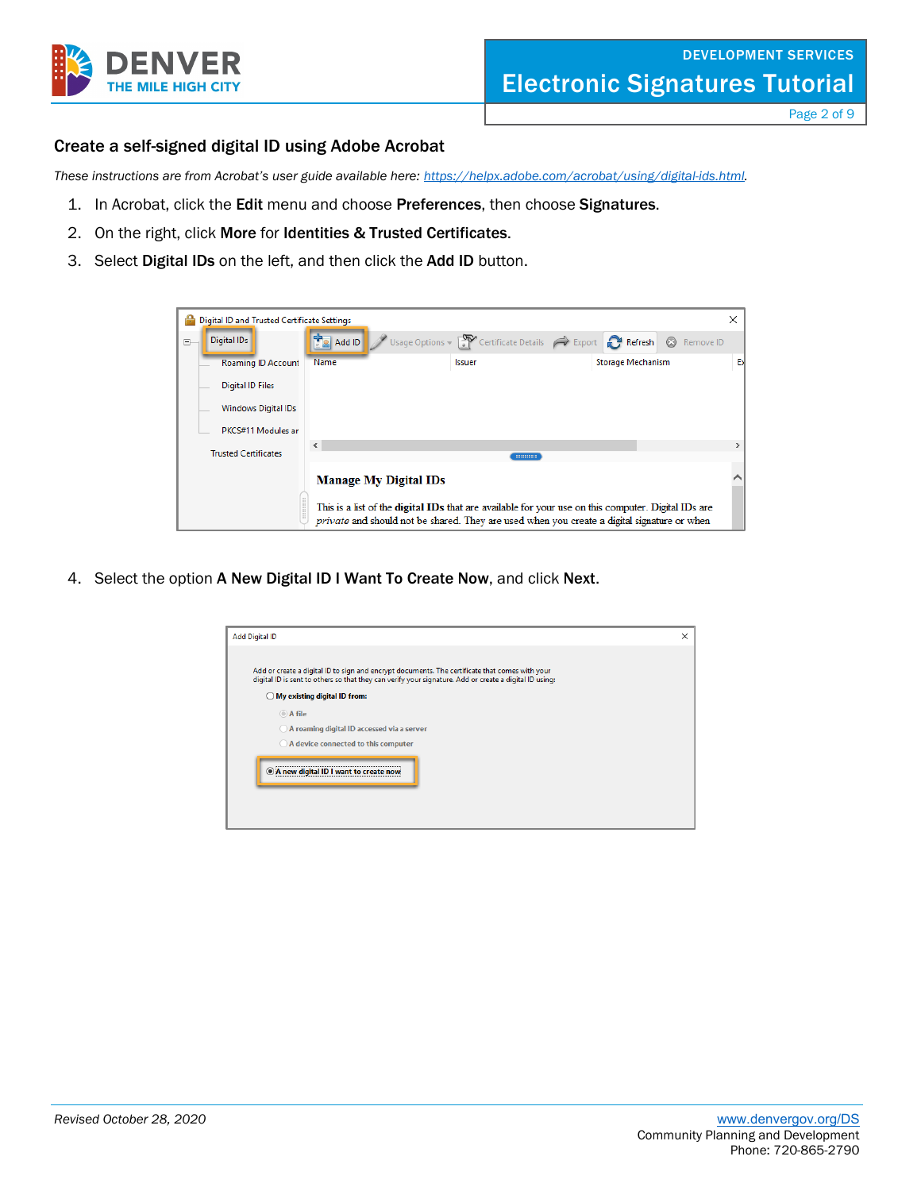## Create a self-signed digital ID using Adobe Acrobat

*These instructions are from Acrobat's user guide available here: https://helpx.adobe.com/acrobat/using/digital-ids.html.*

1. In Acrobat, click the **Edit** menu and choose **Preferences**, then choose **Signatures**.
2. On the right, click **More** for **Identities & Trusted Certificates**.
3. Select **Digital IDs** on the left, and then click the **Add ID** button.

4. Select the option **A New Digital ID I Want To Create Now**, and click **Next**.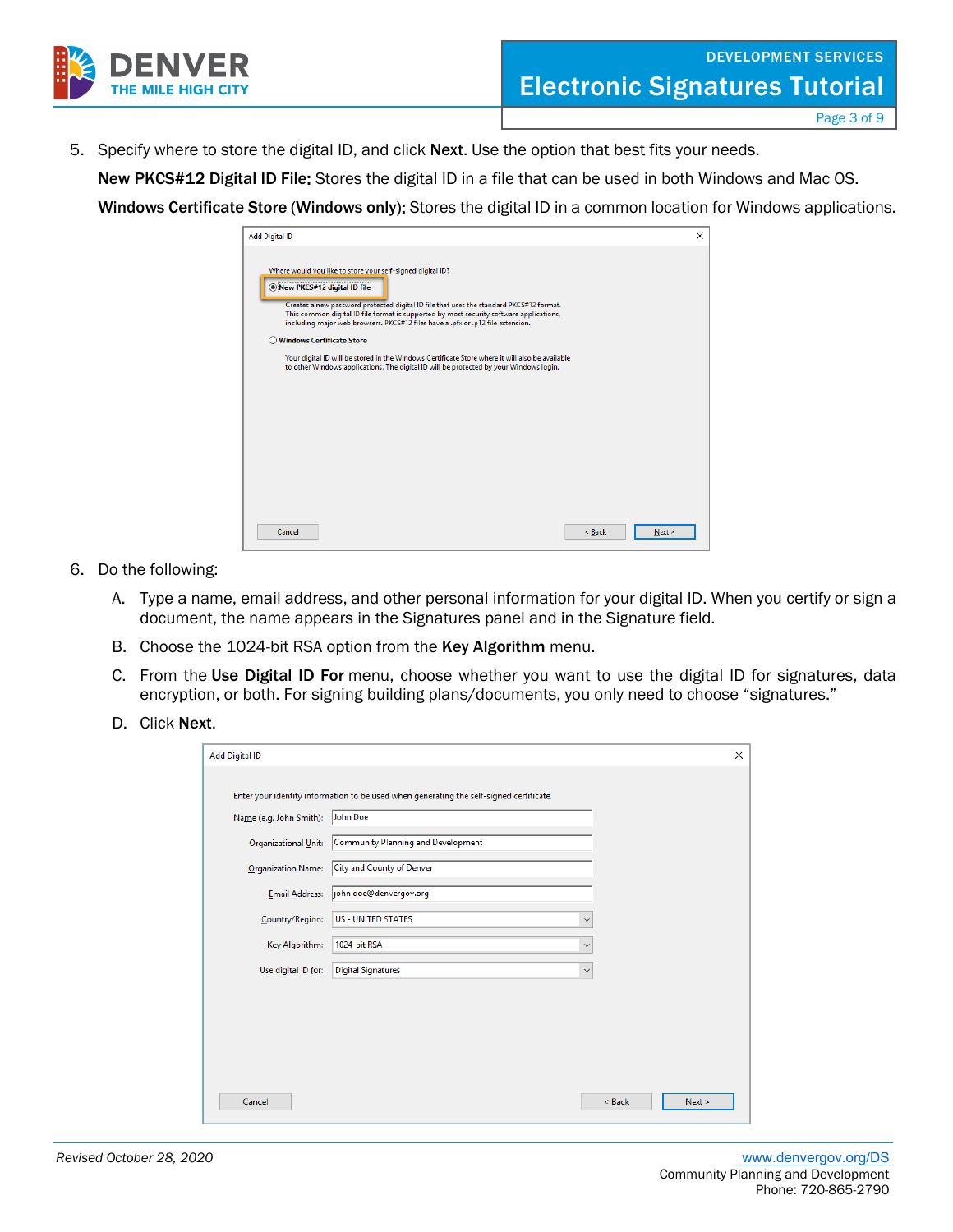5. Specify where to store the digital ID, and click **Next**. Use the option that best fits your needs.

   **New PKCS#12 Digital ID File:** Stores the digital ID in a file that can be used in both Windows and Mac OS.

   **Windows Certificate Store (Windows only):** Stores the digital ID in a common location for Windows applications.

6. Do the following:

   A. Type a name, email address, and other personal information for your digital ID. When you certify or sign a document, the name appears in the Signatures panel and in the Signature field.

   B. Choose the 1024-bit RSA option from the **Key Algorithm** menu.

   C. From the **Use Digital ID For** menu, choose whether you want to use the digital ID for signatures, data encryption, or both. For signing building plans/documents, you only need to choose “signatures.”

   D. Click **Next**.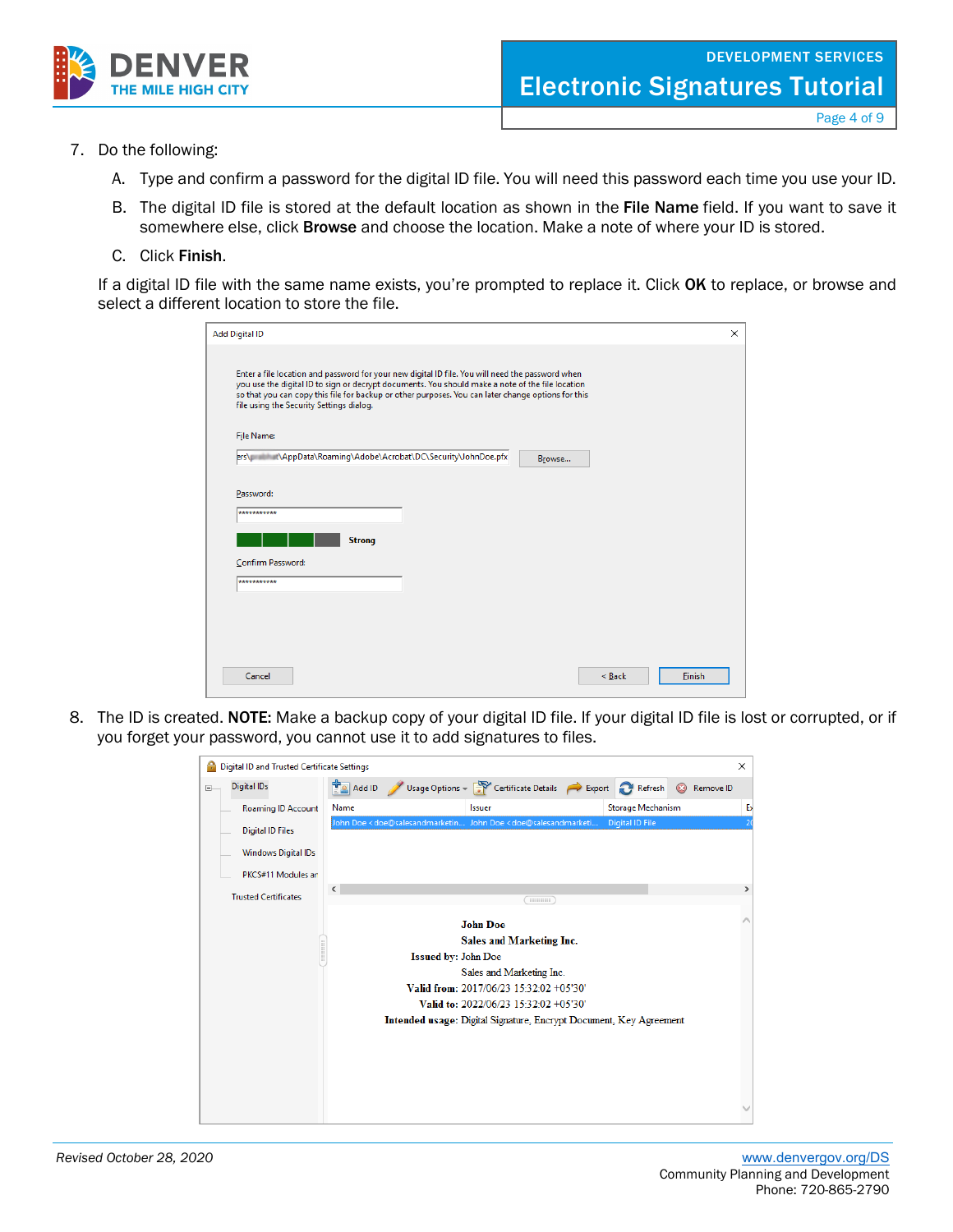7. Do the following:

   A. Type and confirm a password for the digital ID file. You will need this password each time you use your ID.

   B. The digital ID file is stored at the default location as shown in the **File Name** field. If you want to save it somewhere else, click **Browse** and choose the location. Make a note of where your ID is stored.

   C. Click **Finish**.

   If a digital ID file with the same name exists, you're prompted to replace it. Click **OK** to replace, or browse and select a different location to store the file.

8. The ID is created. **NOTE:** Make a backup copy of your digital ID file. If your digital ID file is lost or corrupted, or if you forget your password, you cannot use it to add signatures to files.

*Revised October 28, 2020*

www.denvergov.org/DS
Community Planning and Development
Phone: 720-865-2790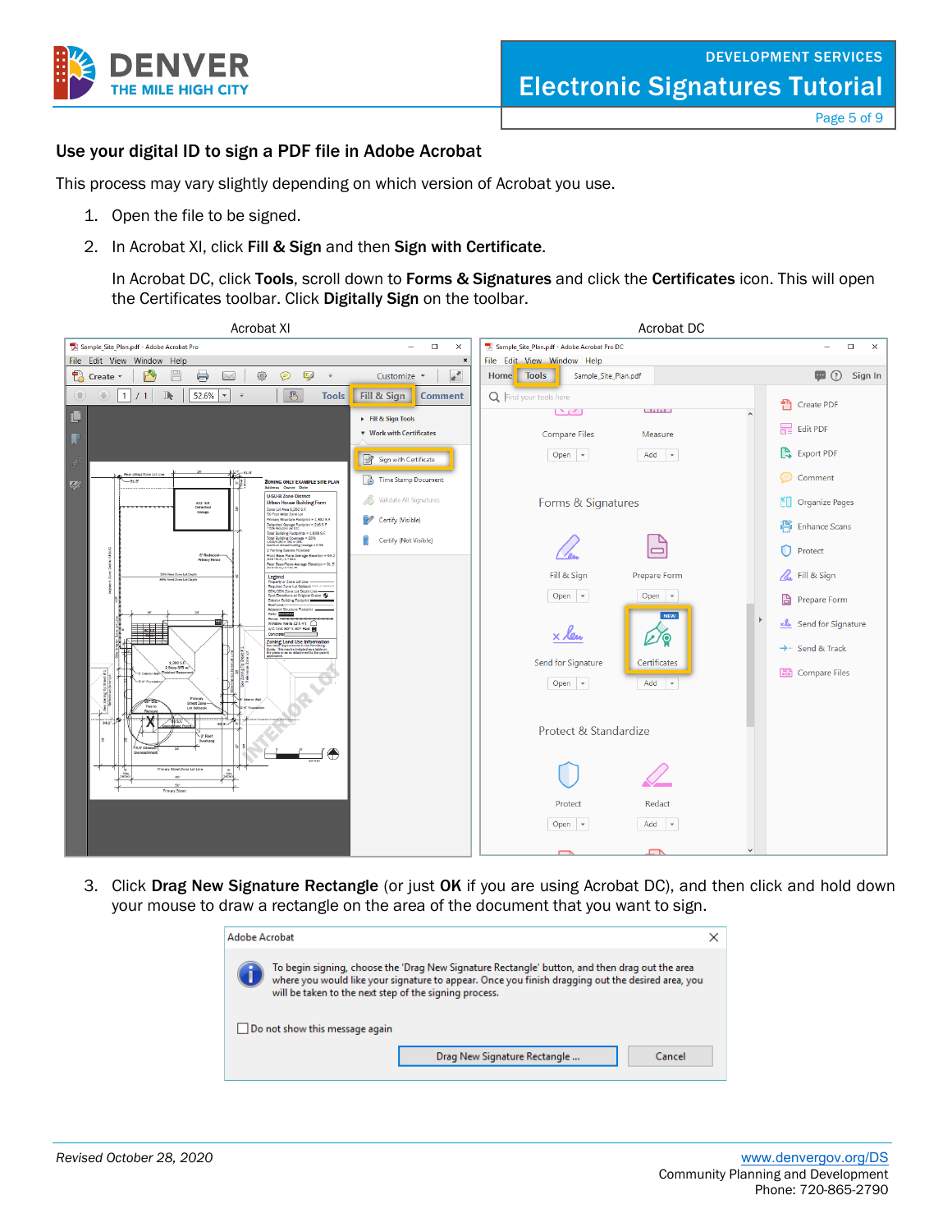## Use your digital ID to sign a PDF file in Adobe Acrobat

This process may vary slightly depending on which version of Acrobat you use.

1. Open the file to be signed.
2. In Acrobat XI, click **Fill & Sign** and then **Sign with Certificate**.

   In Acrobat DC, click **Tools**, scroll down to **Forms & Signatures** and click the **Certificates** icon. This will open the Certificates toolbar. Click **Digitally Sign** on the toolbar.

Acrobat XI

Acrobat DC

3. Click **Drag New Signature Rectangle** (or just **OK** if you are using Acrobat DC), and then click and hold down your mouse to draw a rectangle on the area of the document that you want to sign.

Revised October 28, 2020

www.denvergov.org/DS
Community Planning and Development
Phone: 720-865-2790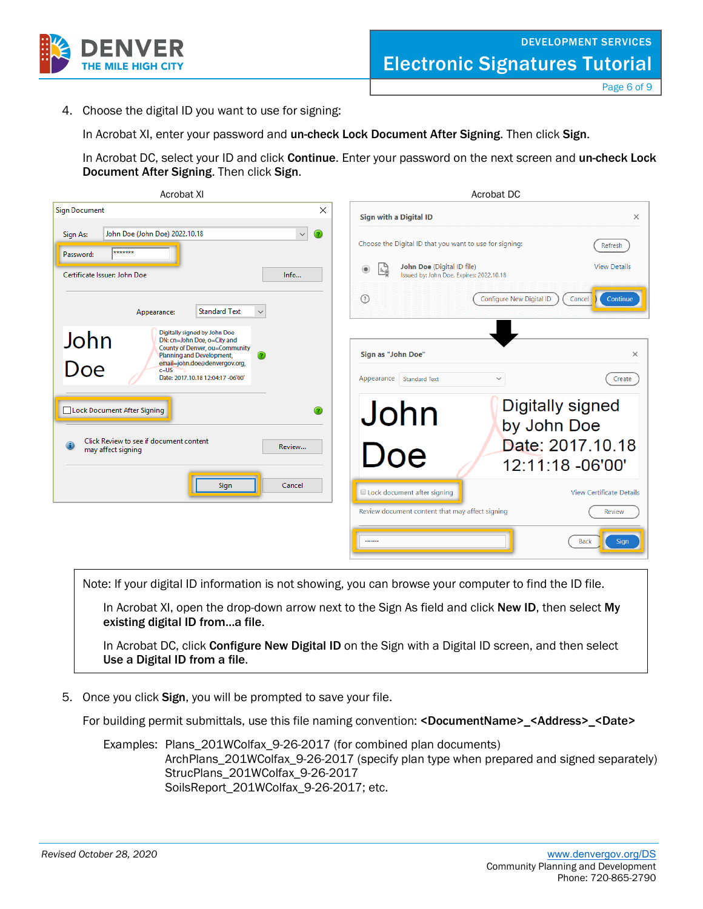4. Choose the digital ID you want to use for signing:

   In Acrobat XI, enter your password and **un-check Lock Document After Signing**. Then click **Sign**.

   In Acrobat DC, select your ID and click **Continue**. Enter your password on the next screen and **un-check Lock Document After Signing**. Then click **Sign**.

> Note: If your digital ID information is not showing, you can browse your computer to find the ID file.
>
> In Acrobat XI, open the drop-down arrow next to the Sign As field and click **New ID**, then select **My existing digital ID from…a file**.
>
> In Acrobat DC, click **Configure New Digital ID** on the Sign with a Digital ID screen, and then select **Use a Digital ID from a file**.

5. Once you click **Sign**, you will be prompted to save your file.

   For building permit submittals, use this file naming convention: **<DocumentName>_<Address>_<Date>**

   Examples: Plans_201WColfax_9-26-2017 (for combined plan documents)
   ArchPlans_201WColfax_9-26-2017 (specify plan type when prepared and signed separately)
   StrucPlans_201WColfax_9-26-2017
   SoilsReport_201WColfax_9-26-2017; etc.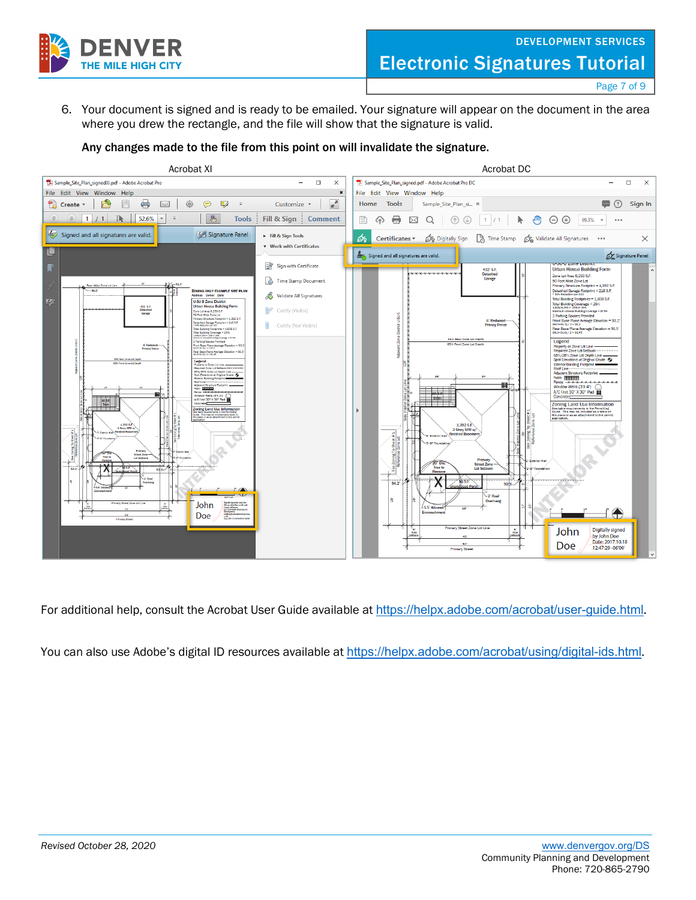6. Your document is signed and is ready to be emailed. Your signature will appear on the document in the area where you drew the rectangle, and the file will show that the signature is valid.

   **Any changes made to the file from this point on will invalidate the signature.**

Acrobat XI

Acrobat DC

For additional help, consult the Acrobat User Guide available at https://helpx.adobe.com/acrobat/user-guide.html.

You can also use Adobe's digital ID resources available at https://helpx.adobe.com/acrobat/using/digital-ids.html.

*Revised October 28, 2020*

www.denvergov.org/DS
Community Planning and Development
Phone: 720-865-2790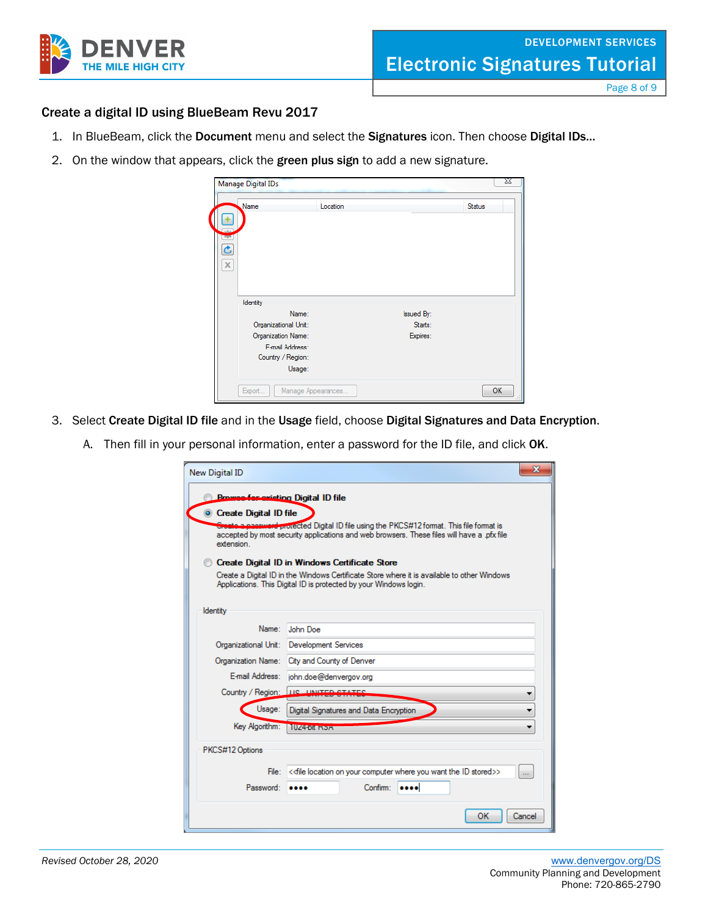### Create a digital ID using BlueBeam Revu 2017

1. In BlueBeam, click the **Document** menu and select the **Signatures** icon. Then choose **Digital IDs…**
2. On the window that appears, click the **green plus sign** to add a new signature.
3. Select **Create Digital ID file** and in the **Usage** field, choose **Digital Signatures and Data Encryption**.

   A. Then fill in your personal information, enter a password for the ID file, and click **OK**.

*Revised October 28, 2020*

www.denvergov.org/DS
Community Planning and Development
Phone: 720-865-2790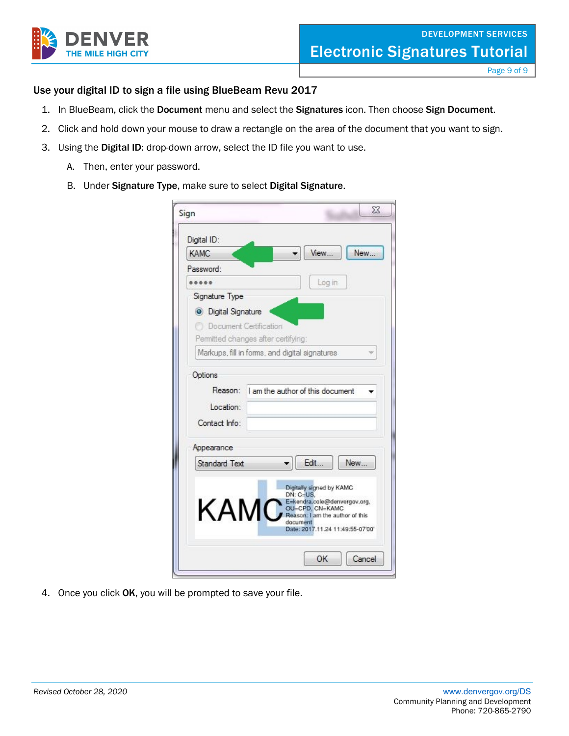## Use your digital ID to sign a file using BlueBeam Revu 2017

1. In BlueBeam, click the **Document** menu and select the **Signatures** icon. Then choose **Sign Document**.
2. Click and hold down your mouse to draw a rectangle on the area of the document that you want to sign.
3. Using the **Digital ID:** drop-down arrow, select the ID file you want to use.
   A. Then, enter your password.
   B. Under **Signature Type**, make sure to select **Digital Signature**.

4. Once you click **OK**, you will be prompted to save your file.

*Revised October 28, 2020*

www.denvergov.org/DS
Community Planning and Development
Phone: 720-865-2790